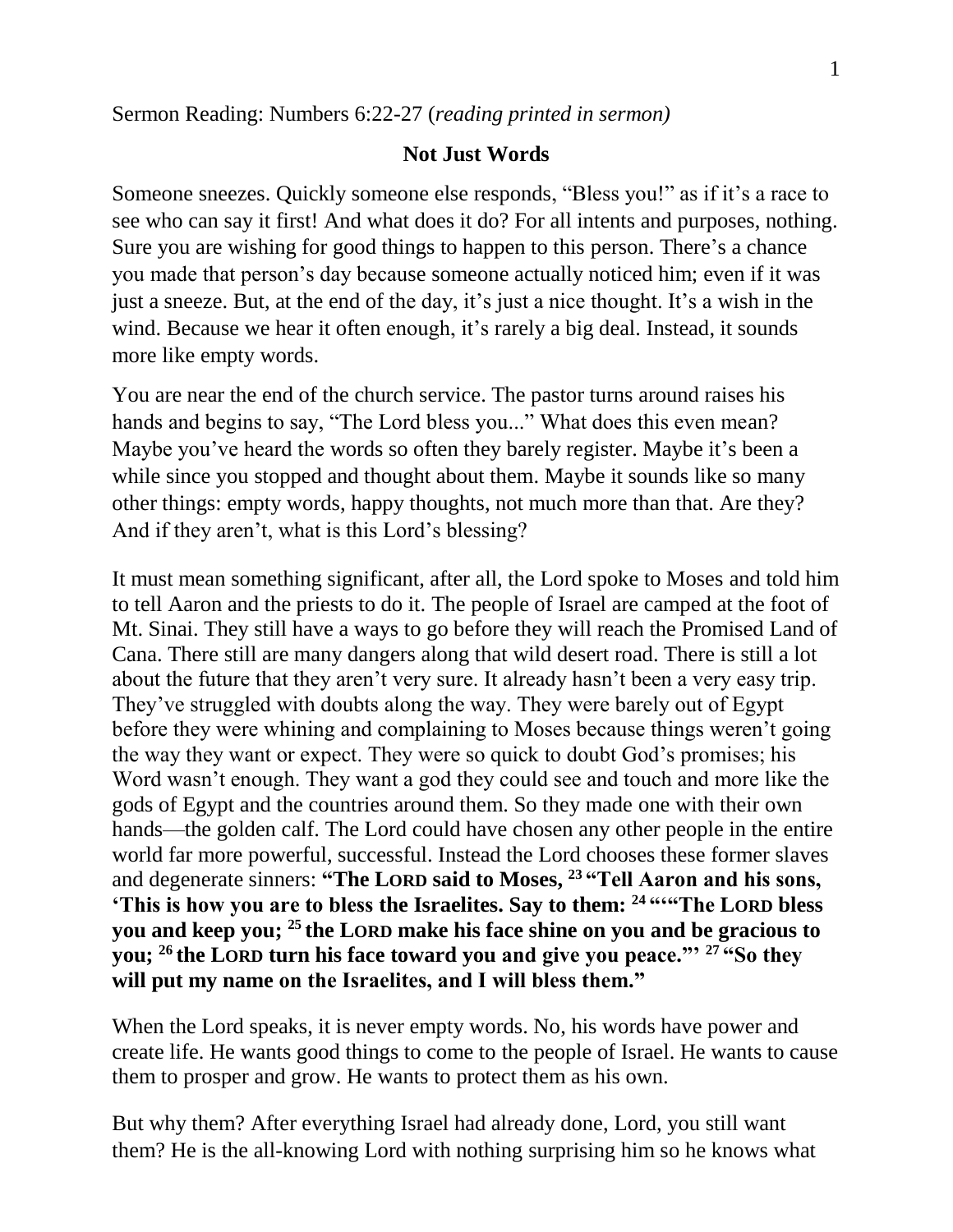Sermon Reading: Numbers 6:22-27 (*reading printed in sermon)*

**Not Just Words**

Someone sneezes. Quickly someone else responds, "Bless you!" as if it's a race to see who can say it first! And what does it do? For all intents and purposes, nothing. Sure you are wishing for good things to happen to this person. There's a chance you made that person's day because someone actually noticed him; even if it was just a sneeze. But, at the end of the day, it's just a nice thought. It's a wish in the wind. Because we hear it often enough, it's rarely a big deal. Instead, it sounds more like empty words.

You are near the end of the church service. The pastor turns around raises his hands and begins to say, "The Lord bless you..." What does this even mean? Maybe you've heard the words so often they barely register. Maybe it's been a while since you stopped and thought about them. Maybe it sounds like so many other things: empty words, happy thoughts, not much more than that. Are they? And if they aren't, what is this Lord's blessing?

It must mean something significant, after all, the Lord spoke to Moses and told him to tell Aaron and the priests to do it. The people of Israel are camped at the foot of Mt. Sinai. They still have a ways to go before they will reach the Promised Land of Cana. There still are many dangers along that wild desert road. There is still a lot about the future that they aren't very sure. It already hasn't been a very easy trip. They've struggled with doubts along the way. They were barely out of Egypt before they were whining and complaining to Moses because things weren't going the way they want or expect. They were so quick to doubt God's promises; his Word wasn't enough. They want a god they could see and touch and more like the gods of Egypt and the countries around them. So they made one with their own hands—the golden calf. The Lord could have chosen any other people in the entire world far more powerful, successful. Instead the Lord chooses these former slaves and degenerate sinners: **"The LORD said to Moses, [23] "Tell Aaron and his sons, 'This is how you are to bless the Israelites. Say to them: [24] ""The LORD bless you and keep you; [25] the LORD make his face shine on you and be gracious to you; [26] the LORD turn his face toward you and give you peace."' [27] "So they will put my name on the Israelites, and I will bless them."**

When the Lord speaks, it is never empty words. No, his words have power and create life. He wants good things to come to the people of Israel. He wants to cause them to prosper and grow. He wants to protect them as his own.

But why them? After everything Israel had already done, Lord, you still want them? He is the all-knowing Lord with nothing surprising him so he knows what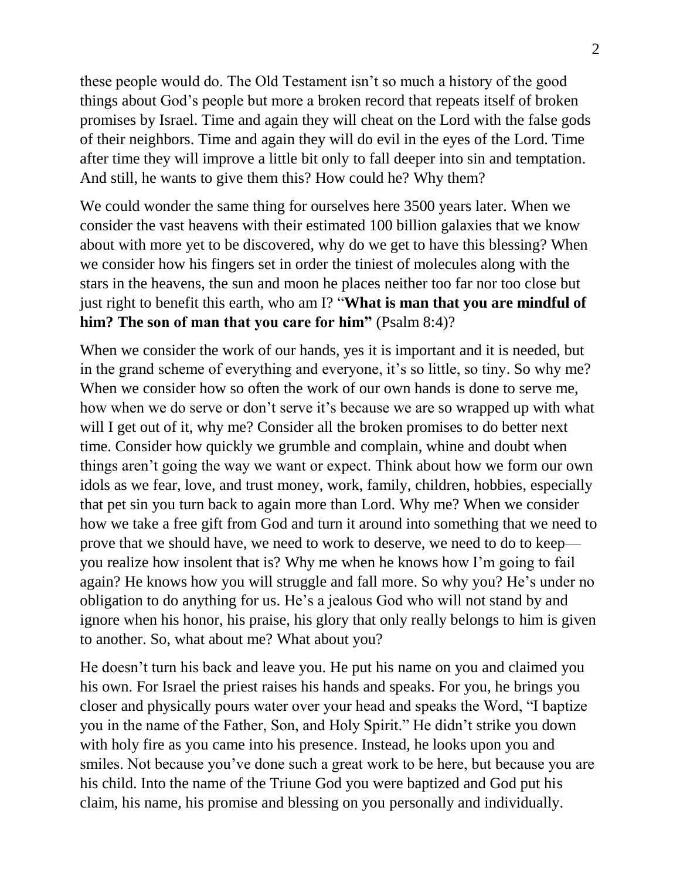these people would do. The Old Testament isn't so much a history of the good things about God's people but more a broken record that repeats itself of broken promises by Israel. Time and again they will cheat on the Lord with the false gods of their neighbors. Time and again they will do evil in the eyes of the Lord. Time after time they will improve a little bit only to fall deeper into sin and temptation. And still, he wants to give them this? How could he? Why them?

We could wonder the same thing for ourselves here 3500 years later. When we consider the vast heavens with their estimated 100 billion galaxies that we know about with more yet to be discovered, why do we get to have this blessing? When we consider how his fingers set in order the tiniest of molecules along with the stars in the heavens, the sun and moon he places neither too far nor too close but just right to benefit this earth, who am I? "**What is man that you are mindful of him? The son of man that you care for him"** (Psalm 8:4)?

When we consider the work of our hands, yes it is important and it is needed, but in the grand scheme of everything and everyone, it's so little, so tiny. So why me? When we consider how so often the work of our own hands is done to serve me, how when we do serve or don't serve it's because we are so wrapped up with what will I get out of it, why me? Consider all the broken promises to do better next time. Consider how quickly we grumble and complain, whine and doubt when things aren't going the way we want or expect. Think about how we form our own idols as we fear, love, and trust money, work, family, children, hobbies, especially that pet sin you turn back to again more than Lord. Why me? When we consider how we take a free gift from God and turn it around into something that we need to prove that we should have, we need to work to deserve, we need to do to keep—you realize how insolent that is? Why me when he knows how I'm going to fail again? He knows how you will struggle and fall more. So why you? He's under no obligation to do anything for us. He's a jealous God who will not stand by and ignore when his honor, his praise, his glory that only really belongs to him is given to another. So, what about me? What about you?

He doesn't turn his back and leave you. He put his name on you and claimed you his own. For Israel the priest raises his hands and speaks. For you, he brings you closer and physically pours water over your head and speaks the Word, "I baptize you in the name of the Father, Son, and Holy Spirit." He didn't strike you down with holy fire as you came into his presence. Instead, he looks upon you and smiles. Not because you've done such a great work to be here, but because you are his child. Into the name of the Triune God you were baptized and God put his claim, his name, his promise and blessing on you personally and individually.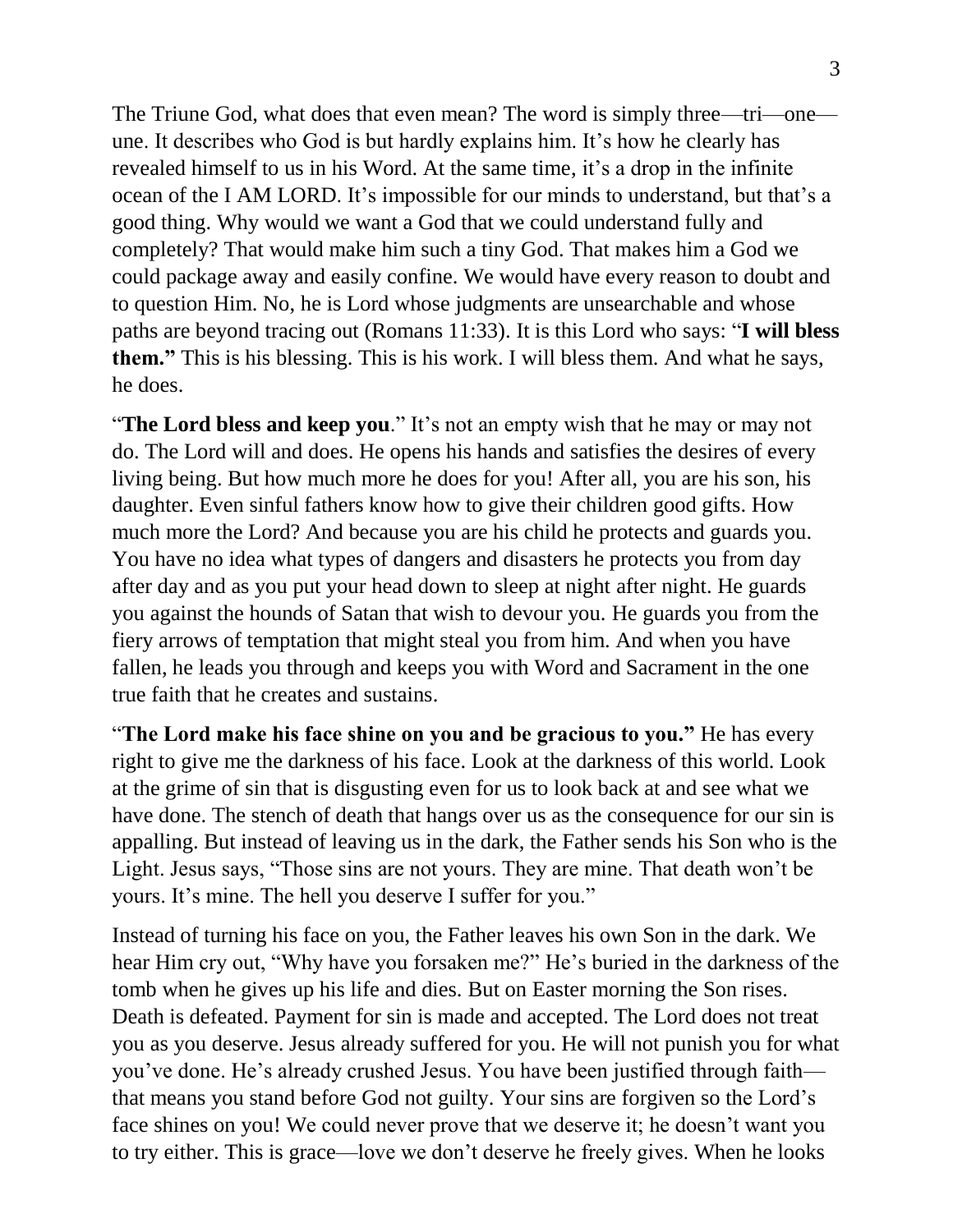The Triune God, what does that even mean? The word is simply three—tri—one—une. It describes who God is but hardly explains him. It's how he clearly has revealed himself to us in his Word. At the same time, it's a drop in the infinite ocean of the I AM LORD. It's impossible for our minds to understand, but that's a good thing. Why would we want a God that we could understand fully and completely? That would make him such a tiny God. That makes him a God we could package away and easily confine. We would have every reason to doubt and to question Him. No, he is Lord whose judgments are unsearchable and whose paths are beyond tracing out (Romans 11:33). It is this Lord who says: "**I will bless them."** This is his blessing. This is his work. I will bless them. And what he says, he does.

"**The Lord bless and keep you**." It's not an empty wish that he may or may not do. The Lord will and does. He opens his hands and satisfies the desires of every living being. But how much more he does for you! After all, you are his son, his daughter. Even sinful fathers know how to give their children good gifts. How much more the Lord? And because you are his child he protects and guards you. You have no idea what types of dangers and disasters he protects you from day after day and as you put your head down to sleep at night after night. He guards you against the hounds of Satan that wish to devour you. He guards you from the fiery arrows of temptation that might steal you from him. And when you have fallen, he leads you through and keeps you with Word and Sacrament in the one true faith that he creates and sustains.

"**The Lord make his face shine on you and be gracious to you."** He has every right to give me the darkness of his face. Look at the darkness of this world. Look at the grime of sin that is disgusting even for us to look back at and see what we have done. The stench of death that hangs over us as the consequence for our sin is appalling. But instead of leaving us in the dark, the Father sends his Son who is the Light. Jesus says, "Those sins are not yours. They are mine. That death won't be yours. It's mine. The hell you deserve I suffer for you."

Instead of turning his face on you, the Father leaves his own Son in the dark. We hear Him cry out, "Why have you forsaken me?" He's buried in the darkness of the tomb when he gives up his life and dies. But on Easter morning the Son rises. Death is defeated. Payment for sin is made and accepted. The Lord does not treat you as you deserve. Jesus already suffered for you. He will not punish you for what you've done. He's already crushed Jesus. You have been justified through faith—that means you stand before God not guilty. Your sins are forgiven so the Lord's face shines on you! We could never prove that we deserve it; he doesn't want you to try either. This is grace—love we don't deserve he freely gives. When he looks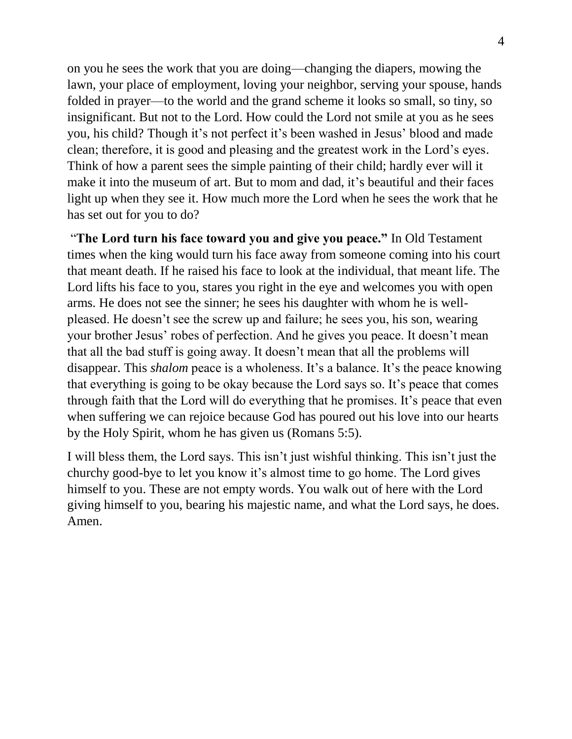on you he sees the work that you are doing—changing the diapers, mowing the lawn, your place of employment, loving your neighbor, serving your spouse, hands folded in prayer—to the world and the grand scheme it looks so small, so tiny, so insignificant. But not to the Lord. How could the Lord not smile at you as he sees you, his child? Though it's not perfect it's been washed in Jesus' blood and made clean; therefore, it is good and pleasing and the greatest work in the Lord's eyes. Think of how a parent sees the simple painting of their child; hardly ever will it make it into the museum of art. But to mom and dad, it's beautiful and their faces light up when they see it. How much more the Lord when he sees the work that he has set out for you to do?

"**The Lord turn his face toward you and give you peace."** In Old Testament times when the king would turn his face away from someone coming into his court that meant death. If he raised his face to look at the individual, that meant life. The Lord lifts his face to you, stares you right in the eye and welcomes you with open arms. He does not see the sinner; he sees his daughter with whom he is well-pleased. He doesn't see the screw up and failure; he sees you, his son, wearing your brother Jesus' robes of perfection. And he gives you peace. It doesn't mean that all the bad stuff is going away. It doesn't mean that all the problems will disappear. This *shalom* peace is a wholeness. It's a balance. It's the peace knowing that everything is going to be okay because the Lord says so. It's peace that comes through faith that the Lord will do everything that he promises. It's peace that even when suffering we can rejoice because God has poured out his love into our hearts by the Holy Spirit, whom he has given us (Romans 5:5).

I will bless them, the Lord says. This isn't just wishful thinking. This isn't just the churchy good-bye to let you know it's almost time to go home. The Lord gives himself to you. These are not empty words. You walk out of here with the Lord giving himself to you, bearing his majestic name, and what the Lord says, he does. Amen.